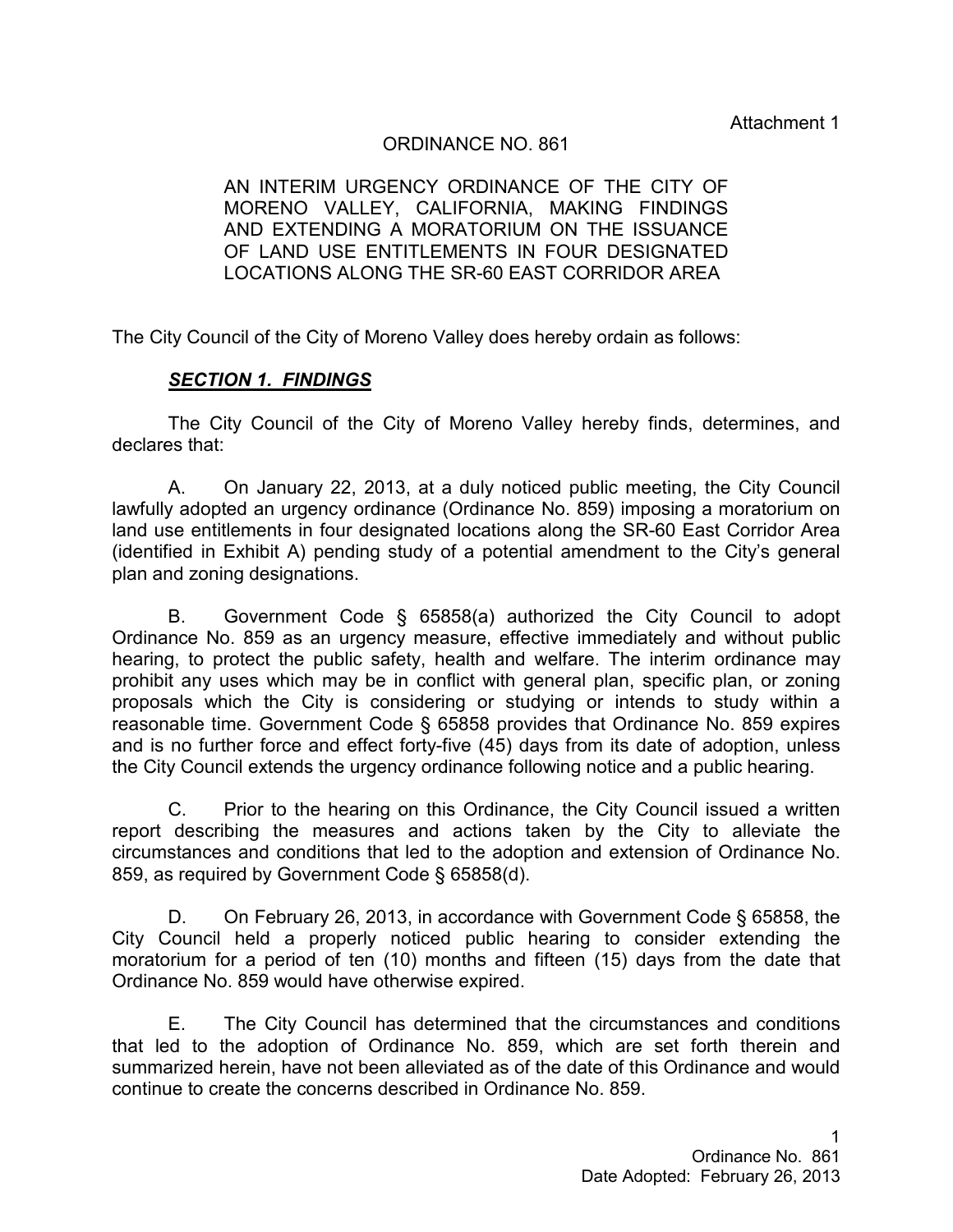Attachment 1

# ORDINANCE NO. 861

AN INTERIM URGENCY ORDINANCE OF THE CITY OF MORENO VALLEY, CALIFORNIA, MAKING FINDINGS AND EXTENDING A MORATORIUM ON THE ISSUANCE OF LAND USE ENTITLEMENTS IN FOUR DESIGNATED LOCATIONS ALONG THE SR-60 EAST CORRIDOR AREA

The City Council of the City of Moreno Valley does hereby ordain as follows:

## ***SECTION 1. FINDINGS***

The City Council of the City of Moreno Valley hereby finds, determines, and declares that:

A. On January 22, 2013, at a duly noticed public meeting, the City Council lawfully adopted an urgency ordinance (Ordinance No. 859) imposing a moratorium on land use entitlements in four designated locations along the SR-60 East Corridor Area (identified in Exhibit A) pending study of a potential amendment to the City's general plan and zoning designations.

B. Government Code § 65858(a) authorized the City Council to adopt Ordinance No. 859 as an urgency measure, effective immediately and without public hearing, to protect the public safety, health and welfare. The interim ordinance may prohibit any uses which may be in conflict with general plan, specific plan, or zoning proposals which the City is considering or studying or intends to study within a reasonable time. Government Code § 65858 provides that Ordinance No. 859 expires and is no further force and effect forty-five (45) days from its date of adoption, unless the City Council extends the urgency ordinance following notice and a public hearing.

C. Prior to the hearing on this Ordinance, the City Council issued a written report describing the measures and actions taken by the City to alleviate the circumstances and conditions that led to the adoption and extension of Ordinance No. 859, as required by Government Code § 65858(d).

D. On February 26, 2013, in accordance with Government Code § 65858, the City Council held a properly noticed public hearing to consider extending the moratorium for a period of ten (10) months and fifteen (15) days from the date that Ordinance No. 859 would have otherwise expired.

E. The City Council has determined that the circumstances and conditions that led to the adoption of Ordinance No. 859, which are set forth therein and summarized herein, have not been alleviated as of the date of this Ordinance and would continue to create the concerns described in Ordinance No. 859.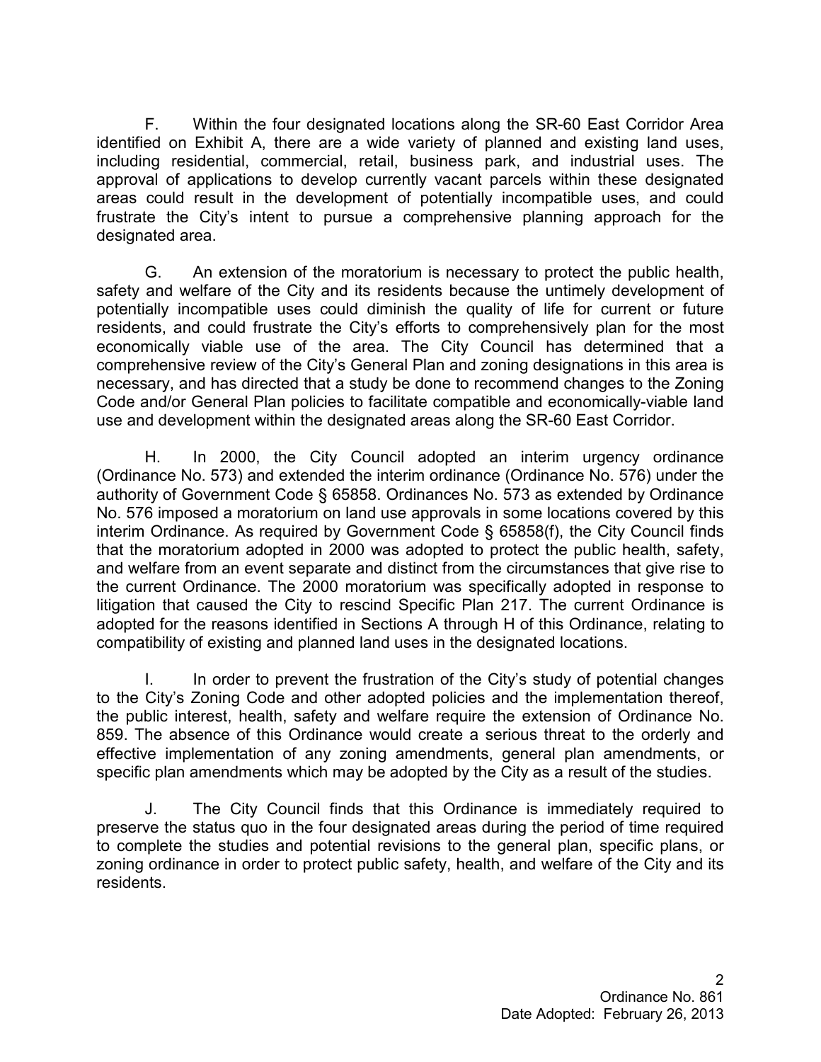F. Within the four designated locations along the SR-60 East Corridor Area identified on Exhibit A, there are a wide variety of planned and existing land uses, including residential, commercial, retail, business park, and industrial uses. The approval of applications to develop currently vacant parcels within these designated areas could result in the development of potentially incompatible uses, and could frustrate the City's intent to pursue a comprehensive planning approach for the designated area.

G. An extension of the moratorium is necessary to protect the public health, safety and welfare of the City and its residents because the untimely development of potentially incompatible uses could diminish the quality of life for current or future residents, and could frustrate the City's efforts to comprehensively plan for the most economically viable use of the area. The City Council has determined that a comprehensive review of the City's General Plan and zoning designations in this area is necessary, and has directed that a study be done to recommend changes to the Zoning Code and/or General Plan policies to facilitate compatible and economically-viable land use and development within the designated areas along the SR-60 East Corridor.

H. In 2000, the City Council adopted an interim urgency ordinance (Ordinance No. 573) and extended the interim ordinance (Ordinance No. 576) under the authority of Government Code § 65858. Ordinances No. 573 as extended by Ordinance No. 576 imposed a moratorium on land use approvals in some locations covered by this interim Ordinance. As required by Government Code § 65858(f), the City Council finds that the moratorium adopted in 2000 was adopted to protect the public health, safety, and welfare from an event separate and distinct from the circumstances that give rise to the current Ordinance. The 2000 moratorium was specifically adopted in response to litigation that caused the City to rescind Specific Plan 217. The current Ordinance is adopted for the reasons identified in Sections A through H of this Ordinance, relating to compatibility of existing and planned land uses in the designated locations.

I. In order to prevent the frustration of the City's study of potential changes to the City's Zoning Code and other adopted policies and the implementation thereof, the public interest, health, safety and welfare require the extension of Ordinance No. 859. The absence of this Ordinance would create a serious threat to the orderly and effective implementation of any zoning amendments, general plan amendments, or specific plan amendments which may be adopted by the City as a result of the studies.

J. The City Council finds that this Ordinance is immediately required to preserve the status quo in the four designated areas during the period of time required to complete the studies and potential revisions to the general plan, specific plans, or zoning ordinance in order to protect public safety, health, and welfare of the City and its residents.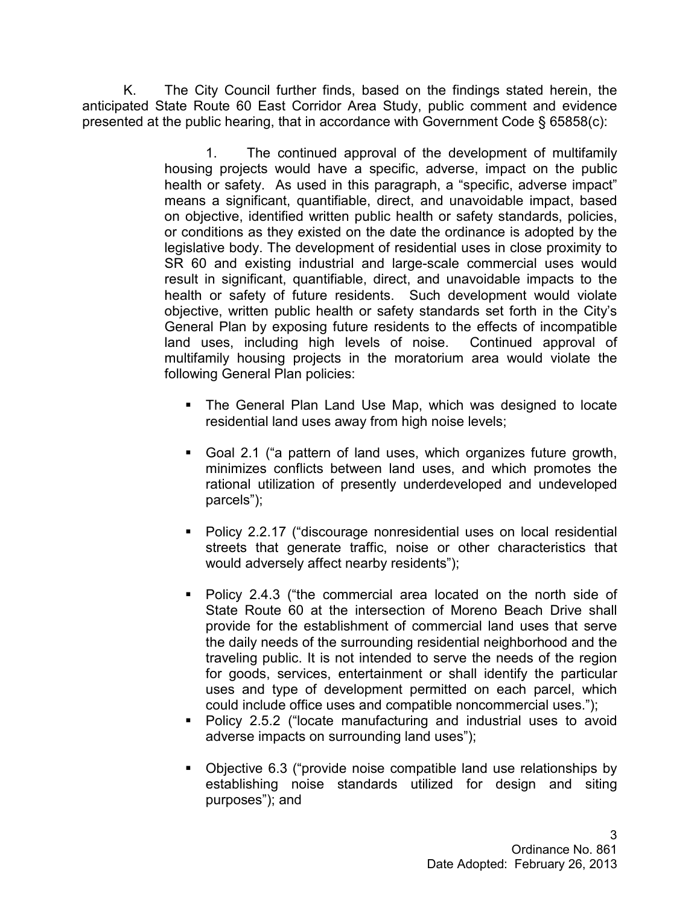K. The City Council further finds, based on the findings stated herein, the anticipated State Route 60 East Corridor Area Study, public comment and evidence presented at the public hearing, that in accordance with Government Code § 65858(c):

> 1. The continued approval of the development of multifamily housing projects would have a specific, adverse, impact on the public health or safety. As used in this paragraph, a "specific, adverse impact" means a significant, quantifiable, direct, and unavoidable impact, based on objective, identified written public health or safety standards, policies, or conditions as they existed on the date the ordinance is adopted by the legislative body. The development of residential uses in close proximity to SR 60 and existing industrial and large-scale commercial uses would result in significant, quantifiable, direct, and unavoidable impacts to the health or safety of future residents. Such development would violate objective, written public health or safety standards set forth in the City's General Plan by exposing future residents to the effects of incompatible land uses, including high levels of noise. Continued approval of multifamily housing projects in the moratorium area would violate the following General Plan policies:
>
> - The General Plan Land Use Map, which was designed to locate residential land uses away from high noise levels;
> - Goal 2.1 ("a pattern of land uses, which organizes future growth, minimizes conflicts between land uses, and which promotes the rational utilization of presently underdeveloped and undeveloped parcels");
> - Policy 2.2.17 ("discourage nonresidential uses on local residential streets that generate traffic, noise or other characteristics that would adversely affect nearby residents");
> - Policy 2.4.3 ("the commercial area located on the north side of State Route 60 at the intersection of Moreno Beach Drive shall provide for the establishment of commercial land uses that serve the daily needs of the surrounding residential neighborhood and the traveling public. It is not intended to serve the needs of the region for goods, services, entertainment or shall identify the particular uses and type of development permitted on each parcel, which could include office uses and compatible noncommercial uses.");
> - Policy 2.5.2 ("locate manufacturing and industrial uses to avoid adverse impacts on surrounding land uses");
> - Objective 6.3 ("provide noise compatible land use relationships by establishing noise standards utilized for design and siting purposes"); and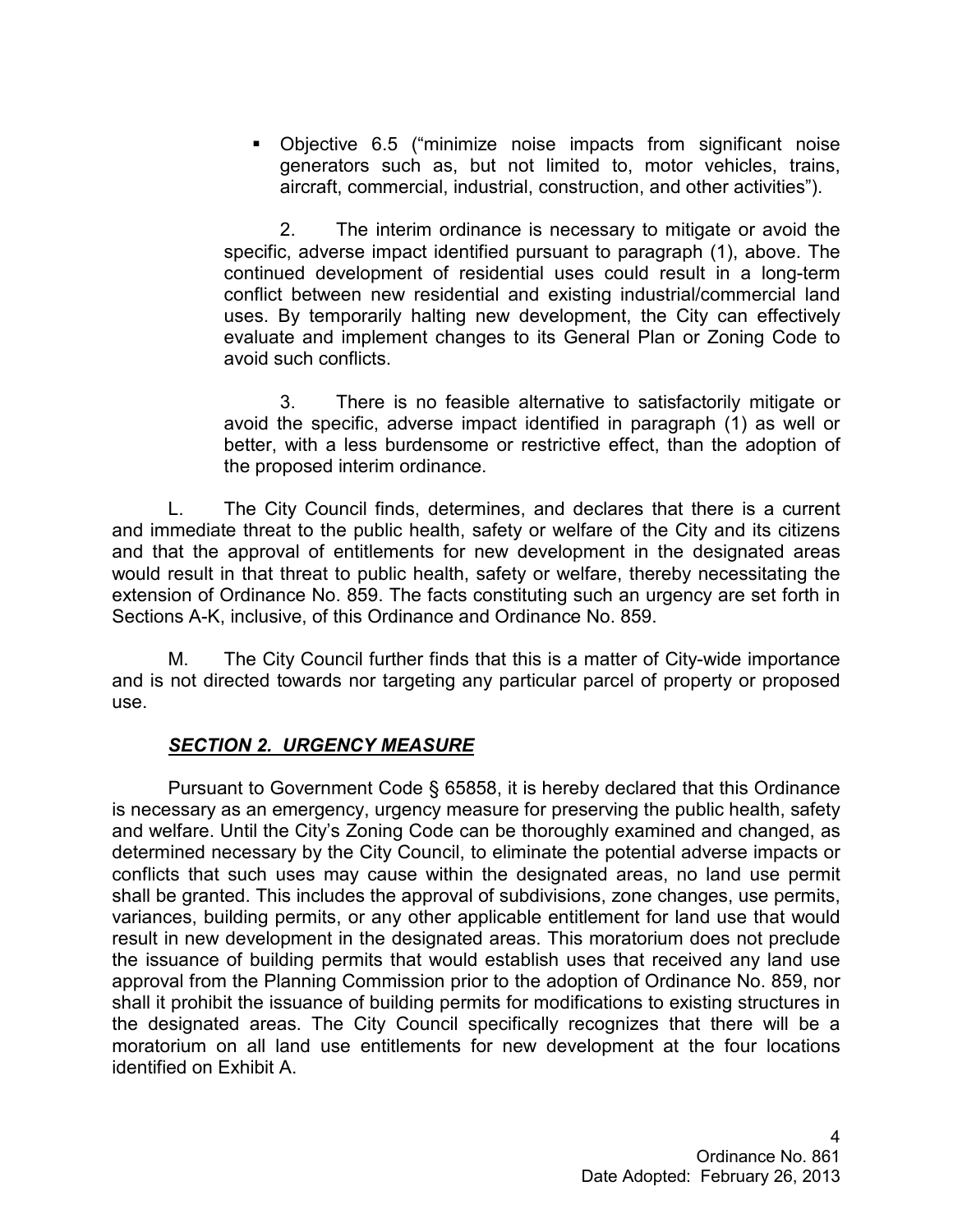- Objective 6.5 ("minimize noise impacts from significant noise generators such as, but not limited to, motor vehicles, trains, aircraft, commercial, industrial, construction, and other activities").

2. The interim ordinance is necessary to mitigate or avoid the specific, adverse impact identified pursuant to paragraph (1), above. The continued development of residential uses could result in a long-term conflict between new residential and existing industrial/commercial land uses. By temporarily halting new development, the City can effectively evaluate and implement changes to its General Plan or Zoning Code to avoid such conflicts.

3. There is no feasible alternative to satisfactorily mitigate or avoid the specific, adverse impact identified in paragraph (1) as well or better, with a less burdensome or restrictive effect, than the adoption of the proposed interim ordinance.

L. The City Council finds, determines, and declares that there is a current and immediate threat to the public health, safety or welfare of the City and its citizens and that the approval of entitlements for new development in the designated areas would result in that threat to public health, safety or welfare, thereby necessitating the extension of Ordinance No. 859. The facts constituting such an urgency are set forth in Sections A-K, inclusive, of this Ordinance and Ordinance No. 859.

M. The City Council further finds that this is a matter of City-wide importance and is not directed towards nor targeting any particular parcel of property or proposed use.

***SECTION 2. URGENCY MEASURE***

Pursuant to Government Code § 65858, it is hereby declared that this Ordinance is necessary as an emergency, urgency measure for preserving the public health, safety and welfare. Until the City's Zoning Code can be thoroughly examined and changed, as determined necessary by the City Council, to eliminate the potential adverse impacts or conflicts that such uses may cause within the designated areas, no land use permit shall be granted. This includes the approval of subdivisions, zone changes, use permits, variances, building permits, or any other applicable entitlement for land use that would result in new development in the designated areas. This moratorium does not preclude the issuance of building permits that would establish uses that received any land use approval from the Planning Commission prior to the adoption of Ordinance No. 859, nor shall it prohibit the issuance of building permits for modifications to existing structures in the designated areas. The City Council specifically recognizes that there will be a moratorium on all land use entitlements for new development at the four locations identified on Exhibit A.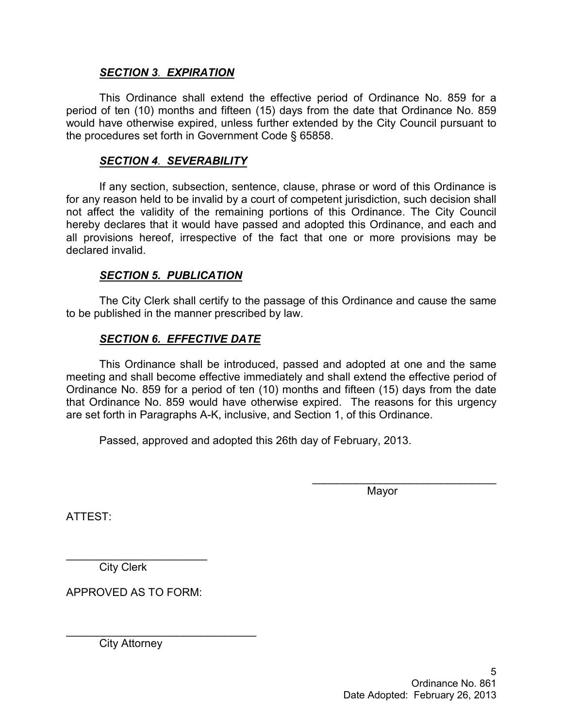***SECTION 3. EXPIRATION***

This Ordinance shall extend the effective period of Ordinance No. 859 for a period of ten (10) months and fifteen (15) days from the date that Ordinance No. 859 would have otherwise expired, unless further extended by the City Council pursuant to the procedures set forth in Government Code § 65858.

***SECTION 4. SEVERABILITY***

If any section, subsection, sentence, clause, phrase or word of this Ordinance is for any reason held to be invalid by a court of competent jurisdiction, such decision shall not affect the validity of the remaining portions of this Ordinance. The City Council hereby declares that it would have passed and adopted this Ordinance, and each and all provisions hereof, irrespective of the fact that one or more provisions may be declared invalid.

***SECTION 5. PUBLICATION***

The City Clerk shall certify to the passage of this Ordinance and cause the same to be published in the manner prescribed by law.

***SECTION 6. EFFECTIVE DATE***

This Ordinance shall be introduced, passed and adopted at one and the same meeting and shall become effective immediately and shall extend the effective period of Ordinance No. 859 for a period of ten (10) months and fifteen (15) days from the date that Ordinance No. 859 would have otherwise expired. The reasons for this urgency are set forth in Paragraphs A-K, inclusive, and Section 1, of this Ordinance.

Passed, approved and adopted this 26th day of February, 2013.

______________________________
Mayor

ATTEST:

______________________
City Clerk

APPROVED AS TO FORM:

______________________________
City Attorney

Ordinance No. 861
Date Adopted: February 26, 2013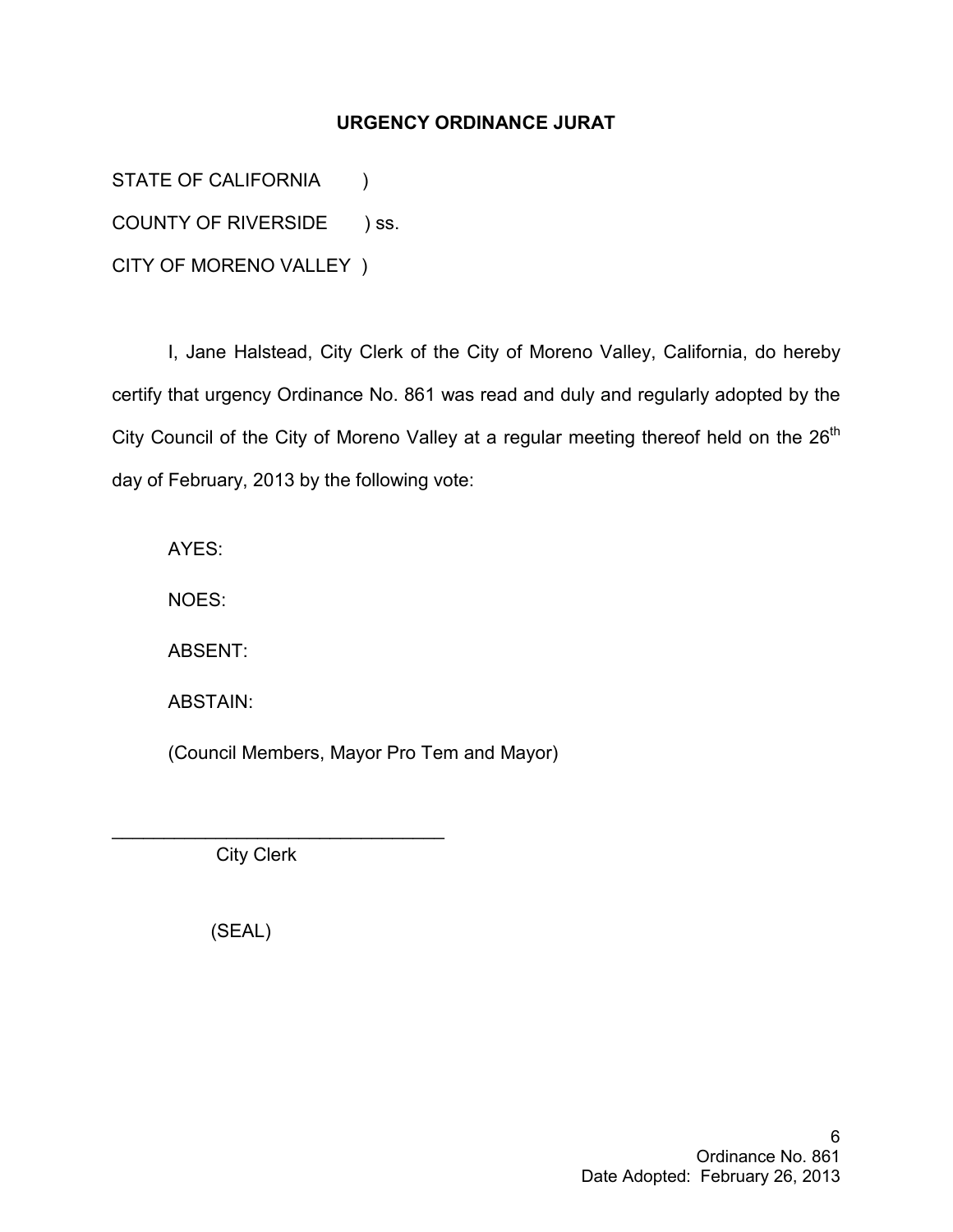## URGENCY ORDINANCE JURAT

STATE OF CALIFORNIA )

COUNTY OF RIVERSIDE ) ss.

CITY OF MORENO VALLEY )

I, Jane Halstead, City Clerk of the City of Moreno Valley, California, do hereby certify that urgency Ordinance No. 861 was read and duly and regularly adopted by the City Council of the City of Moreno Valley at a regular meeting thereof held on the 26th day of February, 2013 by the following vote:

AYES:

NOES:

ABSENT:

ABSTAIN:

(Council Members, Mayor Pro Tem and Mayor)

_________________________________

City Clerk

(SEAL)

Ordinance No. 861
Date Adopted: February 26, 2013